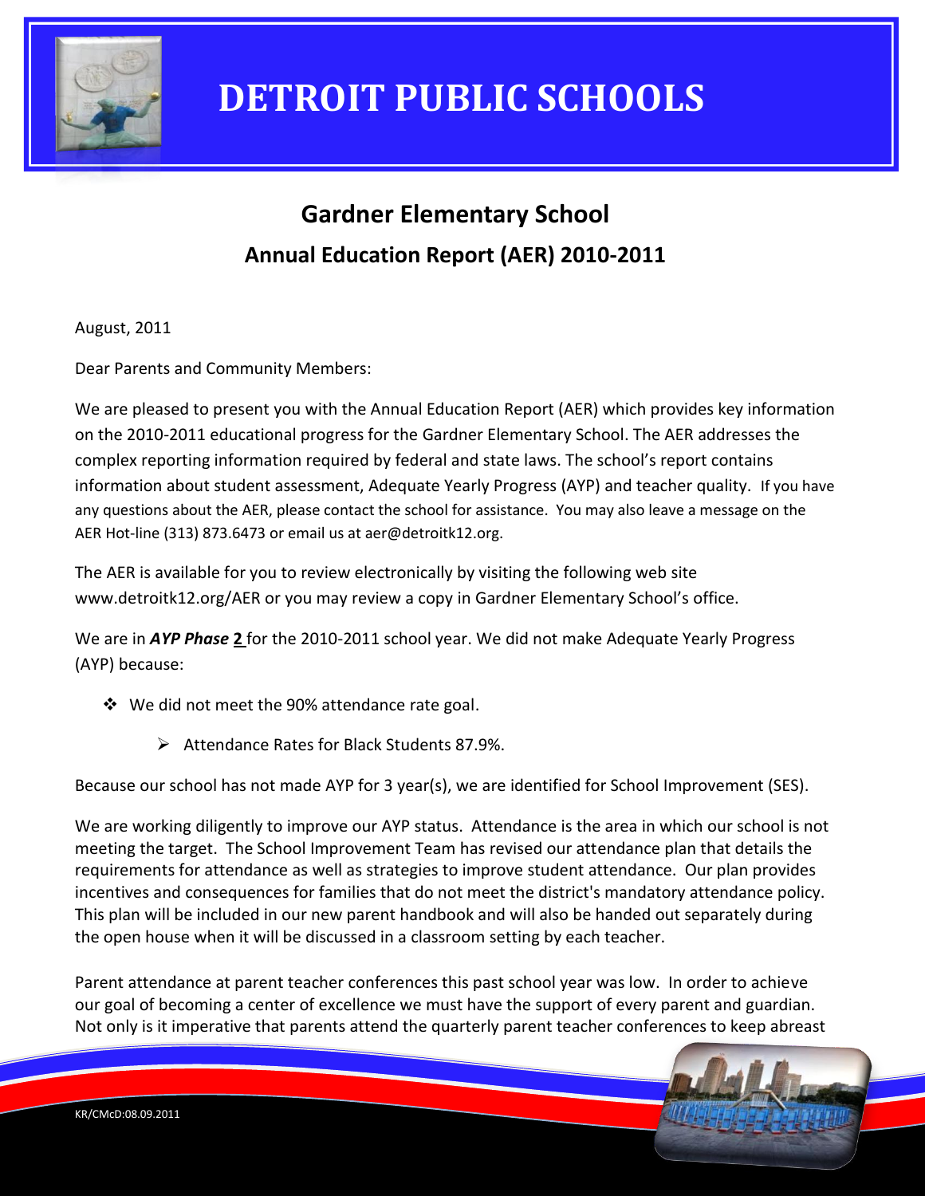# DETROIT PUBLIC SCHOOLS

## Gardner Elementary School

### Annual Education Report (AER) 2010-2011

August, 2011

Dear Parents and Community Members:

We are pleased to present you with the Annual Education Report (AER) which provides key information on the 2010-2011 educational progress for the Gardner Elementary School. The AER addresses the complex reporting information required by federal and state laws. The school's report contains information about student assessment, Adequate Yearly Progress (AYP) and teacher quality. If you have any questions about the AER, please contact the school for assistance. You may also leave a message on the AER Hot-line (313) 873.6473 or email us at aer@detroitk12.org.

The AER is available for you to review electronically by visiting the following web site www.detroitk12.org/AER or you may review a copy in Gardner Elementary School's office.

We are in ***AYP Phase*** **2** for the 2010-2011 school year. We did not make Adequate Yearly Progress (AYP) because:

- We did not meet the 90% attendance rate goal.
  - Attendance Rates for Black Students 87.9%.

Because our school has not made AYP for 3 year(s), we are identified for School Improvement (SES).

We are working diligently to improve our AYP status. Attendance is the area in which our school is not meeting the target. The School Improvement Team has revised our attendance plan that details the requirements for attendance as well as strategies to improve student attendance. Our plan provides incentives and consequences for families that do not meet the district's mandatory attendance policy. This plan will be included in our new parent handbook and will also be handed out separately during the open house when it will be discussed in a classroom setting by each teacher.

Parent attendance at parent teacher conferences this past school year was low. In order to achieve our goal of becoming a center of excellence we must have the support of every parent and guardian. Not only is it imperative that parents attend the quarterly parent teacher conferences to keep abreast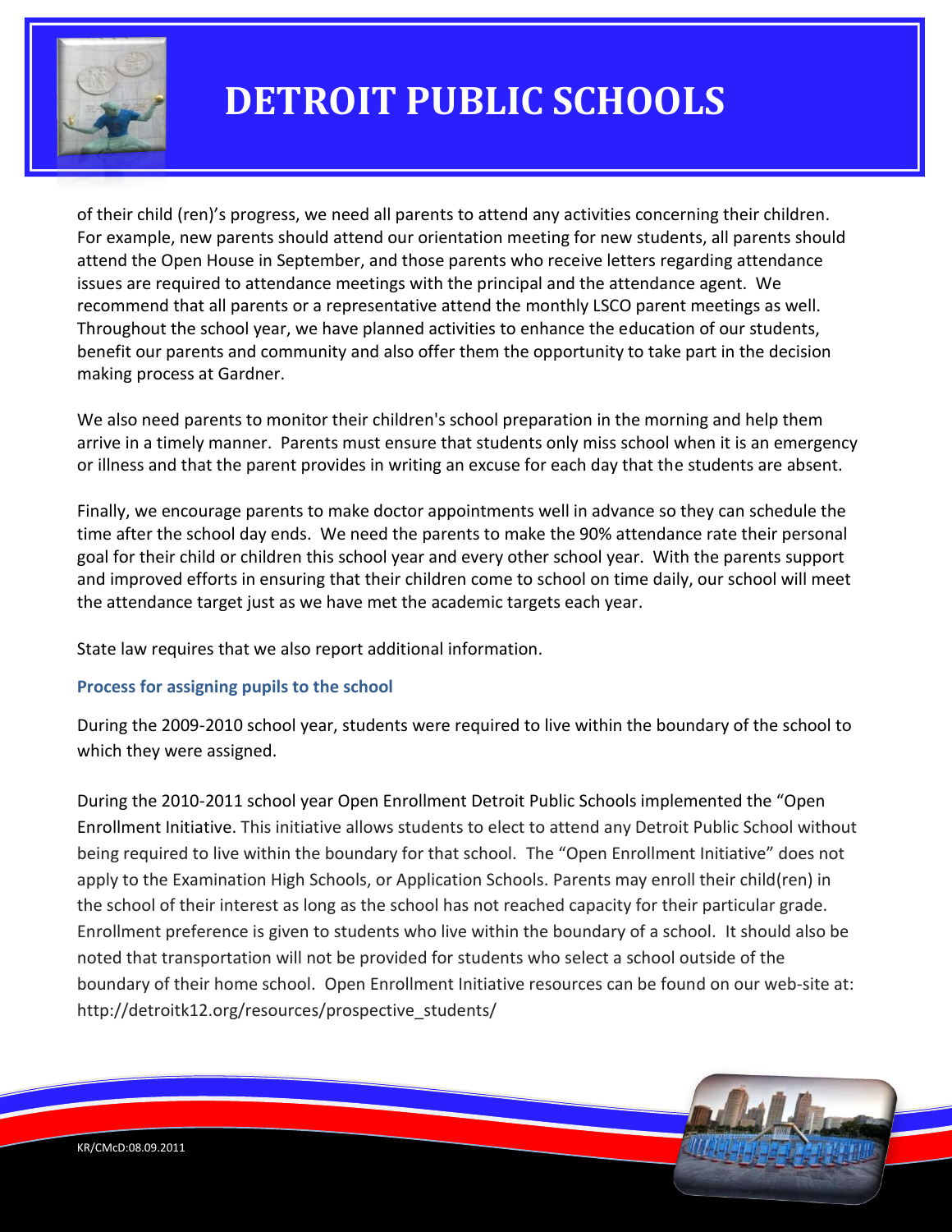of their child (ren)'s progress, we need all parents to attend any activities concerning their children. For example, new parents should attend our orientation meeting for new students, all parents should attend the Open House in September, and those parents who receive letters regarding attendance issues are required to attendance meetings with the principal and the attendance agent. We recommend that all parents or a representative attend the monthly LSCO parent meetings as well. Throughout the school year, we have planned activities to enhance the education of our students, benefit our parents and community and also offer them the opportunity to take part in the decision making process at Gardner.

We also need parents to monitor their children's school preparation in the morning and help them arrive in a timely manner. Parents must ensure that students only miss school when it is an emergency or illness and that the parent provides in writing an excuse for each day that the students are absent.

Finally, we encourage parents to make doctor appointments well in advance so they can schedule the time after the school day ends. We need the parents to make the 90% attendance rate their personal goal for their child or children this school year and every other school year. With the parents support and improved efforts in ensuring that their children come to school on time daily, our school will meet the attendance target just as we have met the academic targets each year.

State law requires that we also report additional information.

### Process for assigning pupils to the school

During the 2009-2010 school year, students were required to live within the boundary of the school to which they were assigned.

During the 2010-2011 school year Open Enrollment Detroit Public Schools implemented the "Open Enrollment Initiative. This initiative allows students to elect to attend any Detroit Public School without being required to live within the boundary for that school. The "Open Enrollment Initiative" does not apply to the Examination High Schools, or Application Schools. Parents may enroll their child(ren) in the school of their interest as long as the school has not reached capacity for their particular grade. Enrollment preference is given to students who live within the boundary of a school. It should also be noted that transportation will not be provided for students who select a school outside of the boundary of their home school. Open Enrollment Initiative resources can be found on our web-site at: http://detroitk12.org/resources/prospective_students/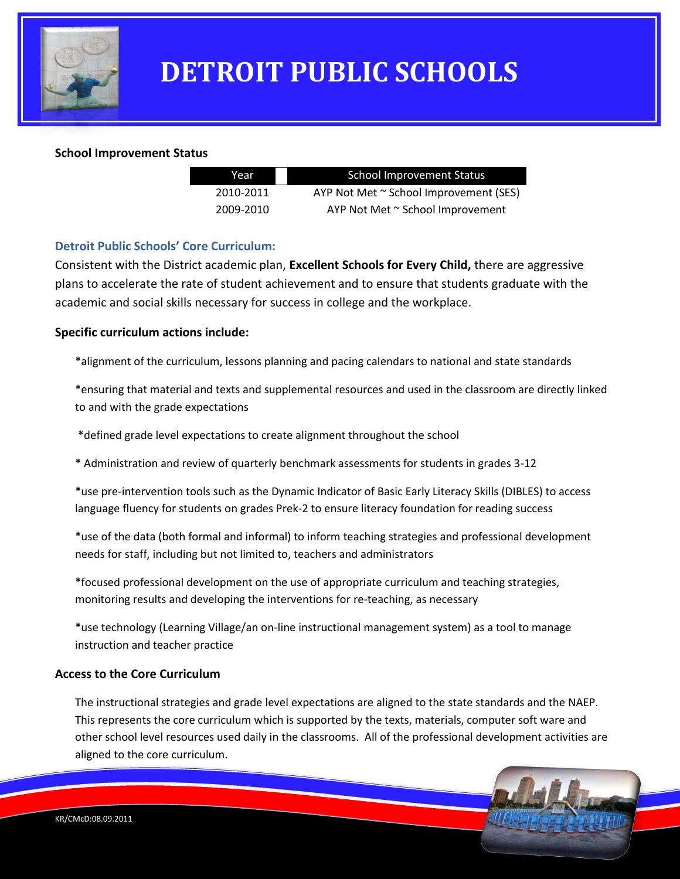# DETROIT PUBLIC SCHOOLS

**School Improvement Status**

| Year | School Improvement Status |
|---|---|
| 2010-2011 | AYP Not Met ~ School Improvement (SES) |
| 2009-2010 | AYP Not Met ~ School Improvement |

### Detroit Public Schools' Core Curriculum:

Consistent with the District academic plan, **Excellent Schools for Every Child,** there are aggressive plans to accelerate the rate of student achievement and to ensure that students graduate with the academic and social skills necessary for success in college and the workplace.

**Specific curriculum actions include:**

*alignment of the curriculum, lessons planning and pacing calendars to national and state standards

*ensuring that material and texts and supplemental resources and used in the classroom are directly linked to and with the grade expectations

*defined grade level expectations to create alignment throughout the school

* Administration and review of quarterly benchmark assessments for students in grades 3-12

*use pre-intervention tools such as the Dynamic Indicator of Basic Early Literacy Skills (DIBLES) to access language fluency for students on grades Prek-2 to ensure literacy foundation for reading success

*use of the data (both formal and informal) to inform teaching strategies and professional development needs for staff, including but not limited to, teachers and administrators

*focused professional development on the use of appropriate curriculum and teaching strategies, monitoring results and developing the interventions for re-teaching, as necessary

*use technology (Learning Village/an on-line instructional management system) as a tool to manage instruction and teacher practice

**Access to the Core Curriculum**

The instructional strategies and grade level expectations are aligned to the state standards and the NAEP. This represents the core curriculum which is supported by the texts, materials, computer soft ware and other school level resources used daily in the classrooms. All of the professional development activities are aligned to the core curriculum.

KR/CMcD:08.09.2011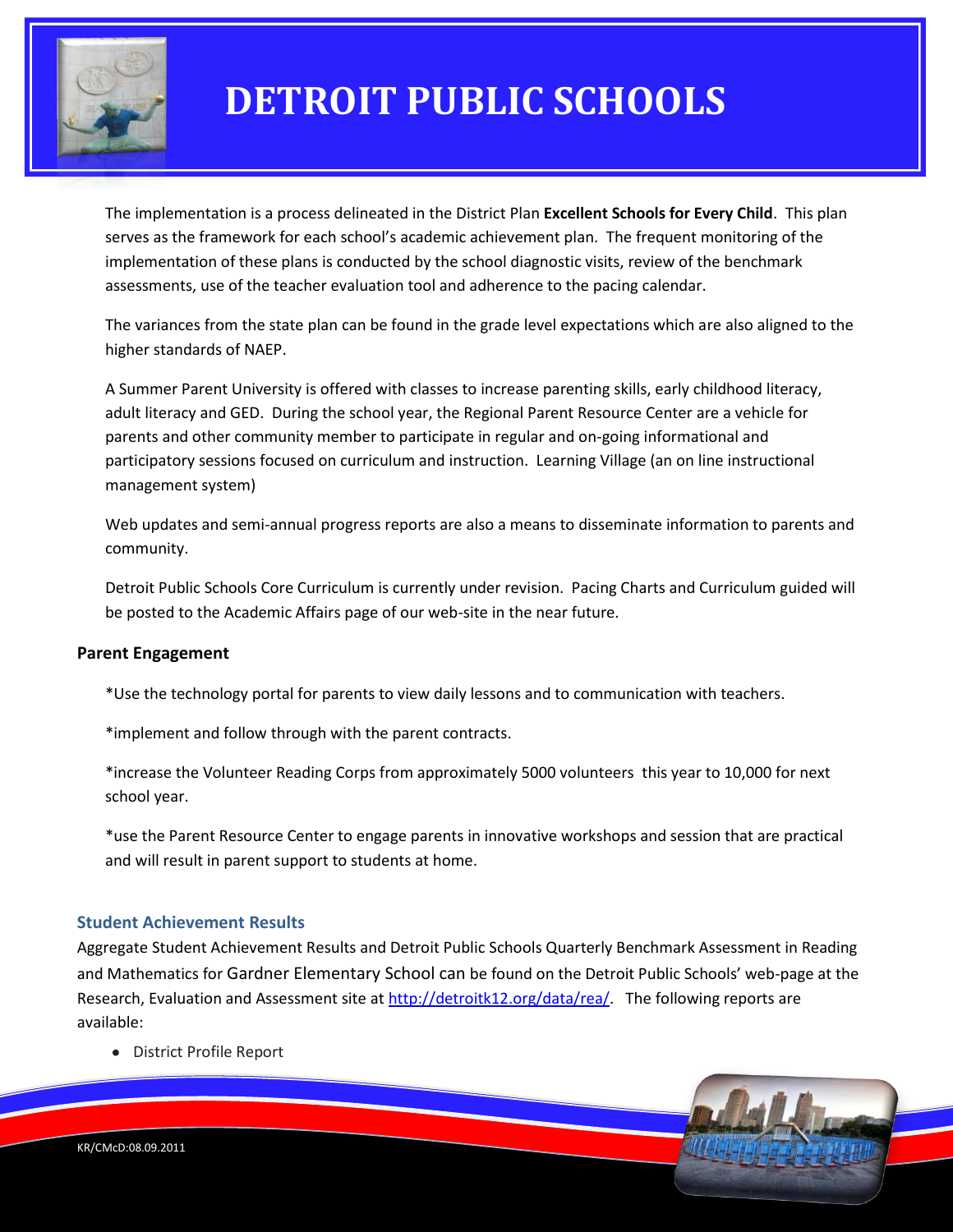The implementation is a process delineated in the District Plan **Excellent Schools for Every Child**. This plan serves as the framework for each school's academic achievement plan. The frequent monitoring of the implementation of these plans is conducted by the school diagnostic visits, review of the benchmark assessments, use of the teacher evaluation tool and adherence to the pacing calendar.

The variances from the state plan can be found in the grade level expectations which are also aligned to the higher standards of NAEP.

A Summer Parent University is offered with classes to increase parenting skills, early childhood literacy, adult literacy and GED. During the school year, the Regional Parent Resource Center are a vehicle for parents and other community member to participate in regular and on-going informational and participatory sessions focused on curriculum and instruction. Learning Village (an on line instructional management system)

Web updates and semi-annual progress reports are also a means to disseminate information to parents and community.

Detroit Public Schools Core Curriculum is currently under revision. Pacing Charts and Curriculum guided will be posted to the Academic Affairs page of our web-site in the near future.

**Parent Engagement**

*Use the technology portal for parents to view daily lessons and to communication with teachers.

*implement and follow through with the parent contracts.

*increase the Volunteer Reading Corps from approximately 5000 volunteers this year to 10,000 for next school year.

*use the Parent Resource Center to engage parents in innovative workshops and session that are practical and will result in parent support to students at home.

### Student Achievement Results

Aggregate Student Achievement Results and Detroit Public Schools Quarterly Benchmark Assessment in Reading and Mathematics for Gardner Elementary School can be found on the Detroit Public Schools' web-page at the Research, Evaluation and Assessment site at http://detroitk12.org/data/rea/. The following reports are available:

- District Profile Report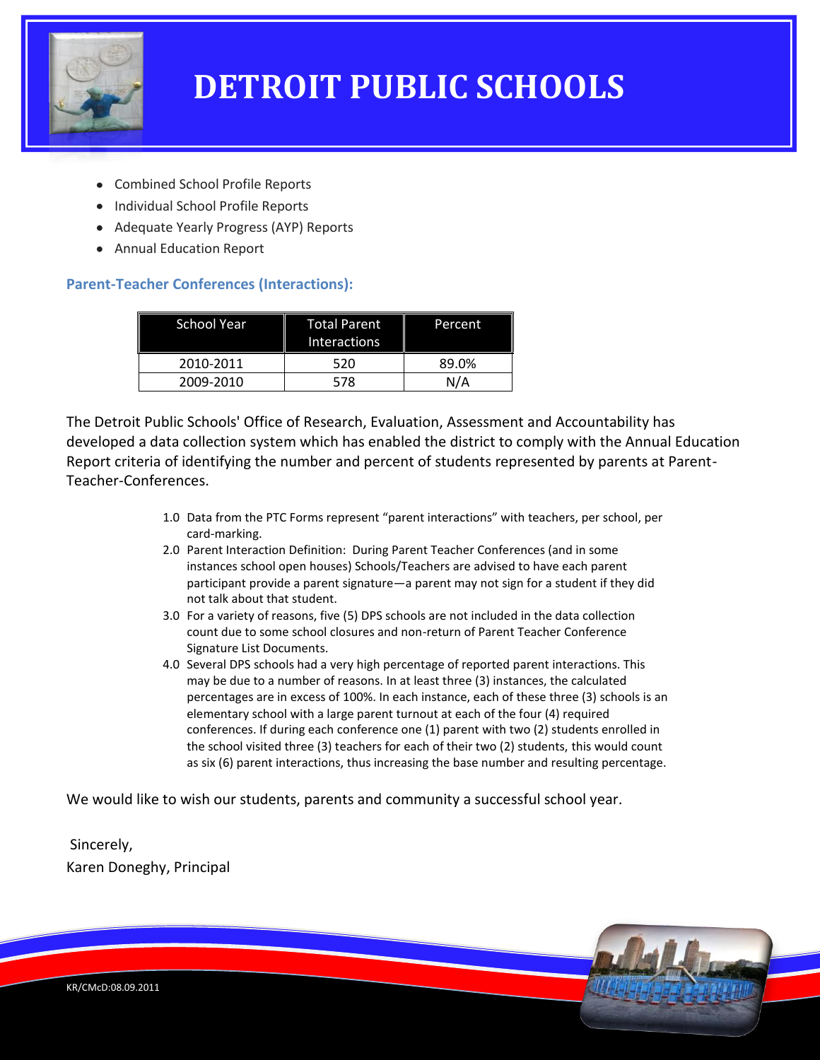- Combined School Profile Reports
- Individual School Profile Reports
- Adequate Yearly Progress (AYP) Reports
- Annual Education Report

### Parent-Teacher Conferences (Interactions):

| School Year | Total Parent Interactions | Percent |
|---|---|---|
| 2010-2011 | 520 | 89.0% |
| 2009-2010 | 578 | N/A |

The Detroit Public Schools' Office of Research, Evaluation, Assessment and Accountability has developed a data collection system which has enabled the district to comply with the Annual Education Report criteria of identifying the number and percent of students represented by parents at Parent-Teacher-Conferences.

1.0 Data from the PTC Forms represent "parent interactions" with teachers, per school, per card-marking.

2.0 Parent Interaction Definition: During Parent Teacher Conferences (and in some instances school open houses) Schools/Teachers are advised to have each parent participant provide a parent signature—a parent may not sign for a student if they did not talk about that student.

3.0 For a variety of reasons, five (5) DPS schools are not included in the data collection count due to some school closures and non-return of Parent Teacher Conference Signature List Documents.

4.0 Several DPS schools had a very high percentage of reported parent interactions. This may be due to a number of reasons. In at least three (3) instances, the calculated percentages are in excess of 100%. In each instance, each of these three (3) schools is an elementary school with a large parent turnout at each of the four (4) required conferences. If during each conference one (1) parent with two (2) students enrolled in the school visited three (3) teachers for each of their two (2) students, this would count as six (6) parent interactions, thus increasing the base number and resulting percentage.

We would like to wish our students, parents and community a successful school year.

Sincerely,
Karen Doneghy, Principal

KR/CMcD:08.09.2011